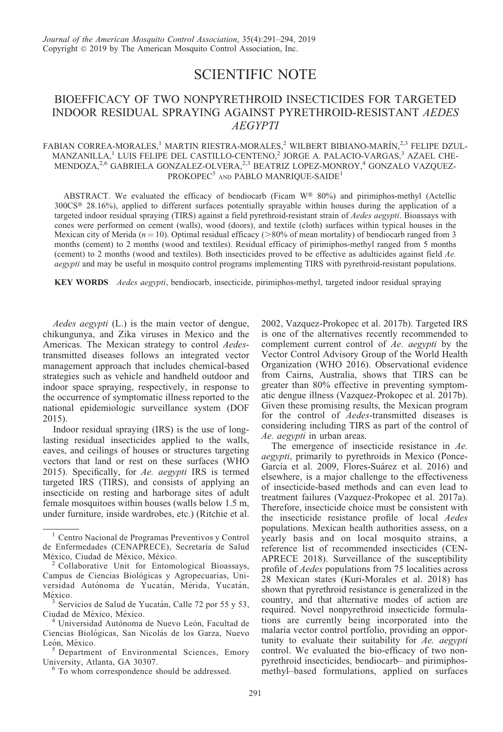# SCIENTIFIC NOTE

## BIOEFFICACY OF TWO NONPYRETHROID INSECTICIDES FOR TARGETED INDOOR RESIDUAL SPRAYING AGAINST PYRETHROID-RESISTANT *AEDES AEGYPTI*

FABIAN CORREA-MORALES,[1] MARTIN RIESTRA-MORALES,[2] WILBERT BIBIANO-MARÍN,[2,3] FELIPE DZUL-MANZANILLA,[1] LUIS FELIPE DEL CASTILLO-CENTENO,[2] JORGE A. PALACIO-VARGAS,[3] AZAEL CHE-MENDOZA,[2,6] GABRIELA GONZALEZ-OLVERA,[2,3] BEATRIZ LOPEZ-MONROY,[4] GONZALO VAZQUEZ-PROKOPEC[5] AND PABLO MANRIQUE-SAIDE[1]

ABSTRACT. We evaluated the efficacy of bendiocarb (Ficam W® 80%) and pirimiphos-methyl (Actellic 300CS® 28.16%), applied to different surfaces potentially sprayable within houses during the application of a targeted indoor residual spraying (TIRS) against a field pyrethroid-resistant strain of *Aedes aegypti*. Bioassays with cones were performed on cement (walls), wood (doors), and textile (cloth) surfaces within typical houses in the Mexican city of Merida ($n = 10$). Optimal residual efficacy (>80% of mean mortality) of bendiocarb ranged from 3 months (cement) to 2 months (wood and textiles). Residual efficacy of pirimiphos-methyl ranged from 5 months (cement) to 2 months (wood and textiles). Both insecticides proved to be effective as adulticides against field *Ae. aegypti* and may be useful in mosquito control programs implementing TIRS with pyrethroid-resistant populations.

**KEY WORDS** *Aedes aegypti*, bendiocarb, insecticide, pirimiphos-methyl, targeted indoor residual spraying

*Aedes aegypti* (L.) is the main vector of dengue, chikungunya, and Zika viruses in Mexico and the Americas. The Mexican strategy to control *Aedes*-transmitted diseases follows an integrated vector management approach that includes chemical-based strategies such as vehicle and handheld outdoor and indoor space spraying, respectively, in response to the occurrence of symptomatic illness reported to the national epidemiologic surveillance system (DOF 2015).

Indoor residual spraying (IRS) is the use of long-lasting residual insecticides applied to the walls, eaves, and ceilings of houses or structures targeting vectors that land or rest on these surfaces (WHO 2015). Specifically, for *Ae. aegypti* IRS is termed targeted IRS (TIRS), and consists of applying an insecticide on resting and harborage sites of adult female mosquitoes within houses (walls below 1.5 m, under furniture, inside wardrobes, etc.) (Ritchie et al. 2002, Vazquez-Prokopec et al. 2017b). Targeted IRS is one of the alternatives recently recommended to complement current control of *Ae. aegypti* by the Vector Control Advisory Group of the World Health Organization (WHO 2016). Observational evidence from Cairns, Australia, shows that TIRS can be greater than 80% effective in preventing symptomatic dengue illness (Vazquez-Prokopec et al. 2017b). Given these promising results, the Mexican program for the control of *Aedes*-transmitted diseases is considering including TIRS as part of the control of *Ae. aegypti* in urban areas.

The emergence of insecticide resistance in *Ae. aegypti*, primarily to pyrethroids in Mexico (Ponce-García et al. 2009, Flores-Suárez et al. 2016) and elsewhere, is a major challenge to the effectiveness of insecticide-based methods and can even lead to treatment failures (Vazquez-Prokopec et al. 2017a). Therefore, insecticide choice must be consistent with the insecticide resistance profile of local *Aedes* populations. Mexican health authorities assess, on a yearly basis and on local mosquito strains, a reference list of recommended insecticides (CENAPRECE 2018). Surveillance of the susceptibility profile of *Aedes* populations from 75 localities across 28 Mexican states (Kuri-Morales et al. 2018) has shown that pyrethroid resistance is generalized in the country, and that alternative modes of action are required. Novel nonpyrethroid insecticide formulations are currently being incorporated into the malaria vector control portfolio, providing an opportunity to evaluate their suitability for *Ae. aegypti* control. We evaluated the bio-efficacy of two nonpyrethroid insecticides, bendiocarb– and pirimiphos-methyl–based formulations, applied on surfaces

---

[1] Centro Nacional de Programas Preventivos y Control de Enfermedades (CENAPRECE), Secretaría de Salud México, Ciudad de México, México.

[2] Collaborative Unit for Entomological Bioassays, Campus de Ciencias Biológicas y Agropecuarias, Universidad Autónoma de Yucatán, Mérida, Yucatán, México.

[3] Servicios de Salud de Yucatán, Calle 72 por 55 y 53, Ciudad de México, México.

[4] Universidad Autónoma de Nuevo León, Facultad de Ciencias Biológicas, San Nicolás de los Garza, Nuevo León, México.

[5] Department of Environmental Sciences, Emory University, Atlanta, GA 30307.

[6] To whom correspondence should be addressed.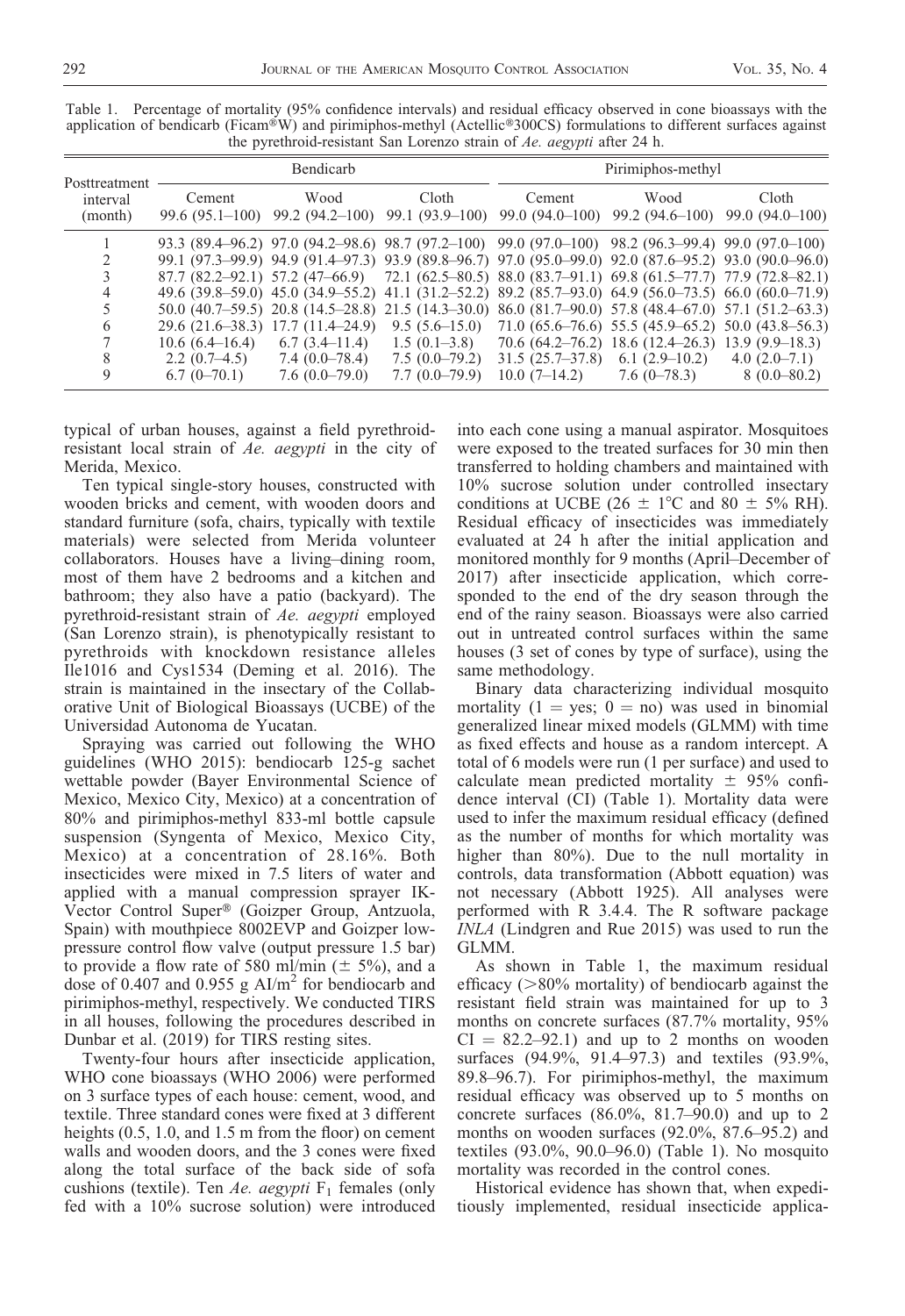Table 1. Percentage of mortality (95% confidence intervals) and residual efficacy observed in cone bioassays with the application of bendicarb (Ficam®W) and pirimiphos-methyl (Actellic®300CS) formulations to different surfaces against the pyrethroid-resistant San Lorenzo strain of *Ae. aegypti* after 24 h.

| Posttreatment interval (month) | Bendicarb | | | Pirimiphos-methyl | | |
|---|---|---|---|---|---|---|
| | Cement 99.6 (95.1–100) | Wood 99.2 (94.2–100) | Cloth 99.1 (93.9–100) | Cement 99.0 (94.0–100) | Wood 99.2 (94.6–100) | Cloth 99.0 (94.0–100) |
| 1 | 93.3 (89.4–96.2) | 97.0 (94.2–98.6) | 98.7 (97.2–100) | 99.0 (97.0–100) | 98.2 (96.3–99.4) | 99.0 (97.0–100) |
| 2 | 99.1 (97.3–99.9) | 94.9 (91.4–97.3) | 93.9 (89.8–96.7) | 97.0 (95.0–99.0) | 92.0 (87.6–95.2) | 93.0 (90.0–96.0) |
| 3 | 87.7 (82.2–92.1) | 57.2 (47–66.9) | 72.1 (62.5–80.5) | 88.0 (83.7–91.1) | 69.8 (61.5–77.7) | 77.9 (72.8–82.1) |
| 4 | 49.6 (39.8–59.0) | 45.0 (34.9–55.2) | 41.1 (31.2–52.2) | 89.2 (85.7–93.0) | 64.9 (56.0–73.5) | 66.0 (60.0–71.9) |
| 5 | 50.0 (40.7–59.5) | 20.8 (14.5–28.8) | 21.5 (14.3–30.0) | 86.0 (81.7–90.0) | 57.8 (48.4–67.0) | 57.1 (51.2–63.3) |
| 6 | 29.6 (21.6–38.3) | 17.7 (11.4–24.9) | 9.5 (5.6–15.0) | 71.0 (65.6–76.6) | 55.5 (45.9–65.2) | 50.0 (43.8–56.3) |
| 7 | 10.6 (6.4–16.4) | 6.7 (3.4–11.4) | 1.5 (0.1–3.8) | 70.6 (64.2–76.2) | 18.6 (12.4–26.3) | 13.9 (9.9–18.3) |
| 8 | 2.2 (0.7–4.5) | 7.4 (0.0–78.4) | 7.5 (0.0–79.2) | 31.5 (25.7–37.8) | 6.1 (2.9–10.2) | 4.0 (2.0–7.1) |
| 9 | 6.7 (0–70.1) | 7.6 (0.0–79.0) | 7.7 (0.0–79.9) | 10.0 (7–14.2) | 7.6 (0–78.3) | 8 (0.0–80.2) |

typical of urban houses, against a field pyrethroid-resistant local strain of *Ae. aegypti* in the city of Merida, Mexico.

Ten typical single-story houses, constructed with wooden bricks and cement, with wooden doors and standard furniture (sofa, chairs, typically with textile materials) were selected from Merida volunteer collaborators. Houses have a living–dining room, most of them have 2 bedrooms and a kitchen and bathroom; they also have a patio (backyard). The pyrethroid-resistant strain of *Ae. aegypti* employed (San Lorenzo strain), is phenotypically resistant to pyrethroids with knockdown resistance alleles Ile1016 and Cys1534 (Deming et al. 2016). The strain is maintained in the insectary of the Collaborative Unit of Biological Bioassays (UCBE) of the Universidad Autonoma de Yucatan.

Spraying was carried out following the WHO guidelines (WHO 2015): bendiocarb 125-g sachet wettable powder (Bayer Environmental Science of Mexico, Mexico City, Mexico) at a concentration of 80% and pirimiphos-methyl 833-ml bottle capsule suspension (Syngenta of Mexico, Mexico City, Mexico) at a concentration of 28.16%. Both insecticides were mixed in 7.5 liters of water and applied with a manual compression sprayer IK-Vector Control Super® (Goizper Group, Antzuola, Spain) with mouthpiece 8002EVP and Goizper low-pressure control flow valve (output pressure 1.5 bar) to provide a flow rate of 580 ml/min (± 5%), and a dose of 0.407 and 0.955 g AI/m$^2$ for bendiocarb and pirimiphos-methyl, respectively. We conducted TIRS in all houses, following the procedures described in Dunbar et al. (2019) for TIRS resting sites.

Twenty-four hours after insecticide application, WHO cone bioassays (WHO 2006) were performed on 3 surface types of each house: cement, wood, and textile. Three standard cones were fixed at 3 different heights (0.5, 1.0, and 1.5 m from the floor) on cement walls and wooden doors, and the 3 cones were fixed along the total surface of the back side of sofa cushions (textile). Ten *Ae. aegypti* F$_1$ females (only fed with a 10% sucrose solution) were introduced into each cone using a manual aspirator. Mosquitoes were exposed to the treated surfaces for 30 min then transferred to holding chambers and maintained with 10% sucrose solution under controlled insectary conditions at UCBE (26 ± 1°C and 80 ± 5% RH). Residual efficacy of insecticides was immediately evaluated at 24 h after the initial application and monitored monthly for 9 months (April–December of 2017) after insecticide application, which corresponded to the end of the dry season through the end of the rainy season. Bioassays were also carried out in untreated control surfaces within the same houses (3 set of cones by type of surface), using the same methodology.

Binary data characterizing individual mosquito mortality (1 = yes; 0 = no) was used in binomial generalized linear mixed models (GLMM) with time as fixed effects and house as a random intercept. A total of 6 models were run (1 per surface) and used to calculate mean predicted mortality ± 95% confidence interval (CI) (Table 1). Mortality data were used to infer the maximum residual efficacy (defined as the number of months for which mortality was higher than 80%). Due to the null mortality in controls, data transformation (Abbott equation) was not necessary (Abbott 1925). All analyses were performed with R 3.4.4. The R software package *INLA* (Lindgren and Rue 2015) was used to run the GLMM.

As shown in Table 1, the maximum residual efficacy (>80% mortality) of bendiocarb against the resistant field strain was maintained for up to 3 months on concrete surfaces (87.7% mortality, 95% CI = 82.2–92.1) and up to 2 months on wooden surfaces (94.9%, 91.4–97.3) and textiles (93.9%, 89.8–96.7). For pirimiphos-methyl, the maximum residual efficacy was observed up to 5 months on concrete surfaces (86.0%, 81.7–90.0) and up to 2 months on wooden surfaces (92.0%, 87.6–95.2) and textiles (93.0%, 90.0–96.0) (Table 1). No mosquito mortality was recorded in the control cones.

Historical evidence has shown that, when expeditiously implemented, residual insecticide applica-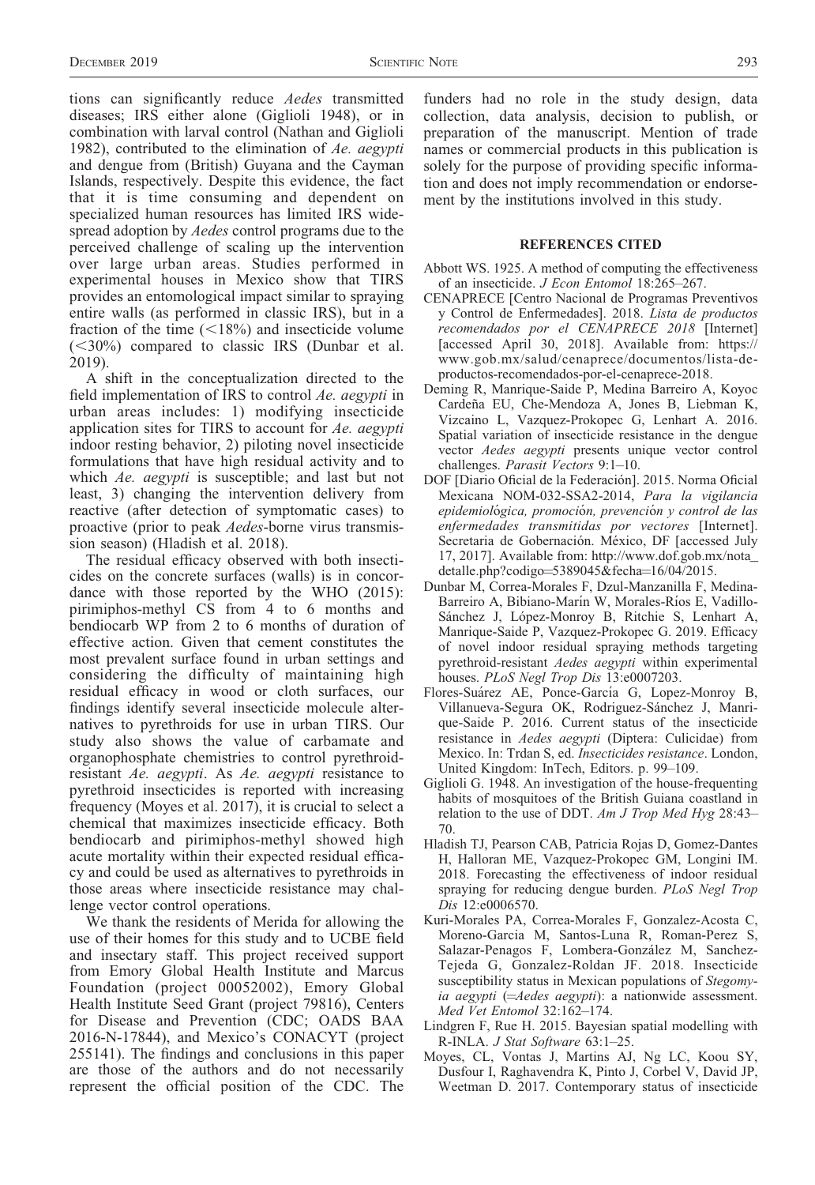tions can significantly reduce *Aedes* transmitted diseases; IRS either alone (Giglioli 1948), or in combination with larval control (Nathan and Giglioli 1982), contributed to the elimination of *Ae. aegypti* and dengue from (British) Guyana and the Cayman Islands, respectively. Despite this evidence, the fact that it is time consuming and dependent on specialized human resources has limited IRS widespread adoption by *Aedes* control programs due to the perceived challenge of scaling up the intervention over large urban areas. Studies performed in experimental houses in Mexico show that TIRS provides an entomological impact similar to spraying entire walls (as performed in classic IRS), but in a fraction of the time (<18%) and insecticide volume (<30%) compared to classic IRS (Dunbar et al. 2019).

A shift in the conceptualization directed to the field implementation of IRS to control *Ae. aegypti* in urban areas includes: 1) modifying insecticide application sites for TIRS to account for *Ae. aegypti* indoor resting behavior, 2) piloting novel insecticide formulations that have high residual activity and to which *Ae. aegypti* is susceptible; and last but not least, 3) changing the intervention delivery from reactive (after detection of symptomatic cases) to proactive (prior to peak *Aedes*-borne virus transmission season) (Hladish et al. 2018).

The residual efficacy observed with both insecticides on the concrete surfaces (walls) is in concordance with those reported by the WHO (2015): pirimiphos-methyl CS from 4 to 6 months and bendiocarb WP from 2 to 6 months of duration of effective action. Given that cement constitutes the most prevalent surface found in urban settings and considering the difficulty of maintaining high residual efficacy in wood or cloth surfaces, our findings identify several insecticide molecule alternatives to pyrethroids for use in urban TIRS. Our study also shows the value of carbamate and organophosphate chemistries to control pyrethroid-resistant *Ae. aegypti*. As *Ae. aegypti* resistance to pyrethroid insecticides is reported with increasing frequency (Moyes et al. 2017), it is crucial to select a chemical that maximizes insecticide efficacy. Both bendiocarb and pirimiphos-methyl showed high acute mortality within their expected residual efficacy and could be used as alternatives to pyrethroids in those areas where insecticide resistance may challenge vector control operations.

We thank the residents of Merida for allowing the use of their homes for this study and to UCBE field and insectary staff. This project received support from Emory Global Health Institute and Marcus Foundation (project 00052002), Emory Global Health Institute Seed Grant (project 79816), Centers for Disease and Prevention (CDC; OADS BAA 2016-N-17844), and Mexico's CONACYT (project 255141). The findings and conclusions in this paper are those of the authors and do not necessarily represent the official position of the CDC. The funders had no role in the study design, data collection, data analysis, decision to publish, or preparation of the manuscript. Mention of trade names or commercial products in this publication is solely for the purpose of providing specific information and does not imply recommendation or endorsement by the institutions involved in this study.

## REFERENCES CITED

Abbott WS. 1925. A method of computing the effectiveness of an insecticide. *J Econ Entomol* 18:265–267.

CENAPRECE [Centro Nacional de Programas Preventivos y Control de Enfermedades]. 2018. *Lista de productos recomendados por el CENAPRECE 2018* [Internet] [accessed April 30, 2018]. Available from: https://www.gob.mx/salud/cenaprece/documentos/lista-de-productos-recomendados-por-el-cenaprece-2018.

Deming R, Manrique-Saide P, Medina Barreiro A, Koyoc Cardeña EU, Che-Mendoza A, Jones B, Liebman K, Vizcaino L, Vazquez-Prokopec G, Lenhart A. 2016. Spatial variation of insecticide resistance in the dengue vector *Aedes aegypti* presents unique vector control challenges. *Parasit Vectors* 9:1–10.

DOF [Diario Oficial de la Federación]. 2015. Norma Oficial Mexicana NOM-032-SSA2-2014, *Para la vigilancia epidemiológica, promoción, prevención y control de las enfermedades transmitidas por vectores* [Internet]. Secretaria de Gobernación. México, DF [accessed July 17, 2017]. Available from: http://www.dof.gob.mx/nota_detalle.php?codigo=5389045&fecha=16/04/2015.

Dunbar M, Correa-Morales F, Dzul-Manzanilla F, Medina-Barreiro A, Bibiano-Marín W, Morales-Ríos E, Vadillo-Sánchez J, López-Monroy B, Ritchie S, Lenhart A, Manrique-Saide P, Vazquez-Prokopec G. 2019. Efficacy of novel indoor residual spraying methods targeting pyrethroid-resistant *Aedes aegypti* within experimental houses. *PLoS Negl Trop Dis* 13:e0007203.

Flores-Suárez AE, Ponce-García G, Lopez-Monroy B, Villanueva-Segura OK, Rodriguez-Sánchez J, Manrique-Saide P. 2016. Current status of the insecticide resistance in *Aedes aegypti* (Diptera: Culicidae) from Mexico. In: Trdan S, ed. *Insecticides resistance*. London, United Kingdom: InTech, Editors. p. 99–109.

Giglioli G. 1948. An investigation of the house-frequenting habits of mosquitoes of the British Guiana coastland in relation to the use of DDT. *Am J Trop Med Hyg* 28:43–70.

Hladish TJ, Pearson CAB, Patricia Rojas D, Gomez-Dantes H, Halloran ME, Vazquez-Prokopec GM, Longini IM. 2018. Forecasting the effectiveness of indoor residual spraying for reducing dengue burden. *PLoS Negl Trop Dis* 12:e0006570.

Kuri-Morales PA, Correa-Morales F, Gonzalez-Acosta C, Moreno-Garcia M, Santos-Luna R, Roman-Perez S, Salazar-Penagos F, Lombera-González M, Sanchez-Tejeda G, Gonzalez-Roldan JF. 2018. Insecticide susceptibility status in Mexican populations of *Stegomyia aegypti* (=*Aedes aegypti*): a nationwide assessment. *Med Vet Entomol* 32:162–174.

Lindgren F, Rue H. 2015. Bayesian spatial modelling with R-INLA. *J Stat Software* 63:1–25.

Moyes, CL, Vontas J, Martins AJ, Ng LC, Koou SY, Dusfour I, Raghavendra K, Pinto J, Corbel V, David JP, Weetman D. 2017. Contemporary status of insecticide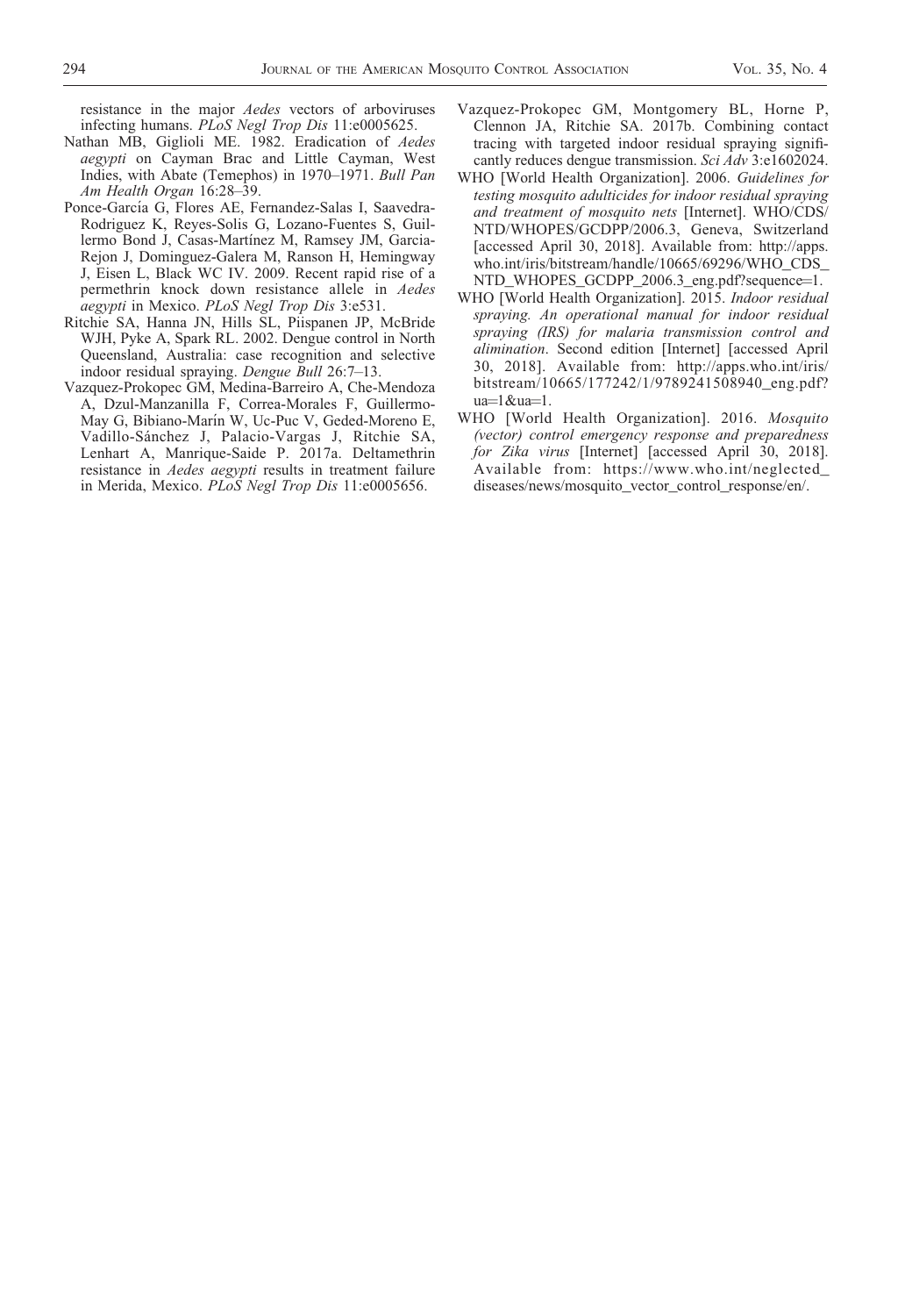resistance in the major *Aedes* vectors of arboviruses infecting humans. *PLoS Negl Trop Dis* 11:e0005625.

Nathan MB, Giglioli ME. 1982. Eradication of *Aedes aegypti* on Cayman Brac and Little Cayman, West Indies, with Abate (Temephos) in 1970–1971. *Bull Pan Am Health Organ* 16:28–39.

Ponce-García G, Flores AE, Fernandez-Salas I, Saavedra-Rodriguez K, Reyes-Solis G, Lozano-Fuentes S, Guillermo Bond J, Casas-Martínez M, Ramsey JM, Garcia-Rejon J, Dominguez-Galera M, Ranson H, Hemingway J, Eisen L, Black WC IV. 2009. Recent rapid rise of a permethrin knock down resistance allele in *Aedes aegypti* in Mexico. *PLoS Negl Trop Dis* 3:e531.

Ritchie SA, Hanna JN, Hills SL, Piispanen JP, McBride WJH, Pyke A, Spark RL. 2002. Dengue control in North Queensland, Australia: case recognition and selective indoor residual spraying. *Dengue Bull* 26:7–13.

Vazquez-Prokopec GM, Medina-Barreiro A, Che-Mendoza A, Dzul-Manzanilla F, Correa-Morales F, Guillermo-May G, Bibiano-Marín W, Uc-Puc V, Geded-Moreno E, Vadillo-Sánchez J, Palacio-Vargas J, Ritchie SA, Lenhart A, Manrique-Saide P. 2017a. Deltamethrin resistance in *Aedes aegypti* results in treatment failure in Merida, Mexico. *PLoS Negl Trop Dis* 11:e0005656.

Vazquez-Prokopec GM, Montgomery BL, Horne P, Clennon JA, Ritchie SA. 2017b. Combining contact tracing with targeted indoor residual spraying significantly reduces dengue transmission. *Sci Adv* 3:e1602024.

WHO [World Health Organization]. 2006. *Guidelines for testing mosquito adulticides for indoor residual spraying and treatment of mosquito nets* [Internet]. WHO/CDS/NTD/WHOPES/GCDPP/2006.3, Geneva, Switzerland [accessed April 30, 2018]. Available from: http://apps.who.int/iris/bitstream/handle/10665/69296/WHO_CDS_NTD_WHOPES_GCDPP_2006.3_eng.pdf?sequence=1.

WHO [World Health Organization]. 2015. *Indoor residual spraying. An operational manual for indoor residual spraying (IRS) for malaria transmission control and alimination*. Second edition [Internet] [accessed April 30, 2018]. Available from: http://apps.who.int/iris/bitstream/10665/177242/1/9789241508940_eng.pdf?ua=1&ua=1.

WHO [World Health Organization]. 2016. *Mosquito (vector) control emergency response and preparedness for Zika virus* [Internet] [accessed April 30, 2018]. Available from: https://www.who.int/neglected_diseases/news/mosquito_vector_control_response/en/.